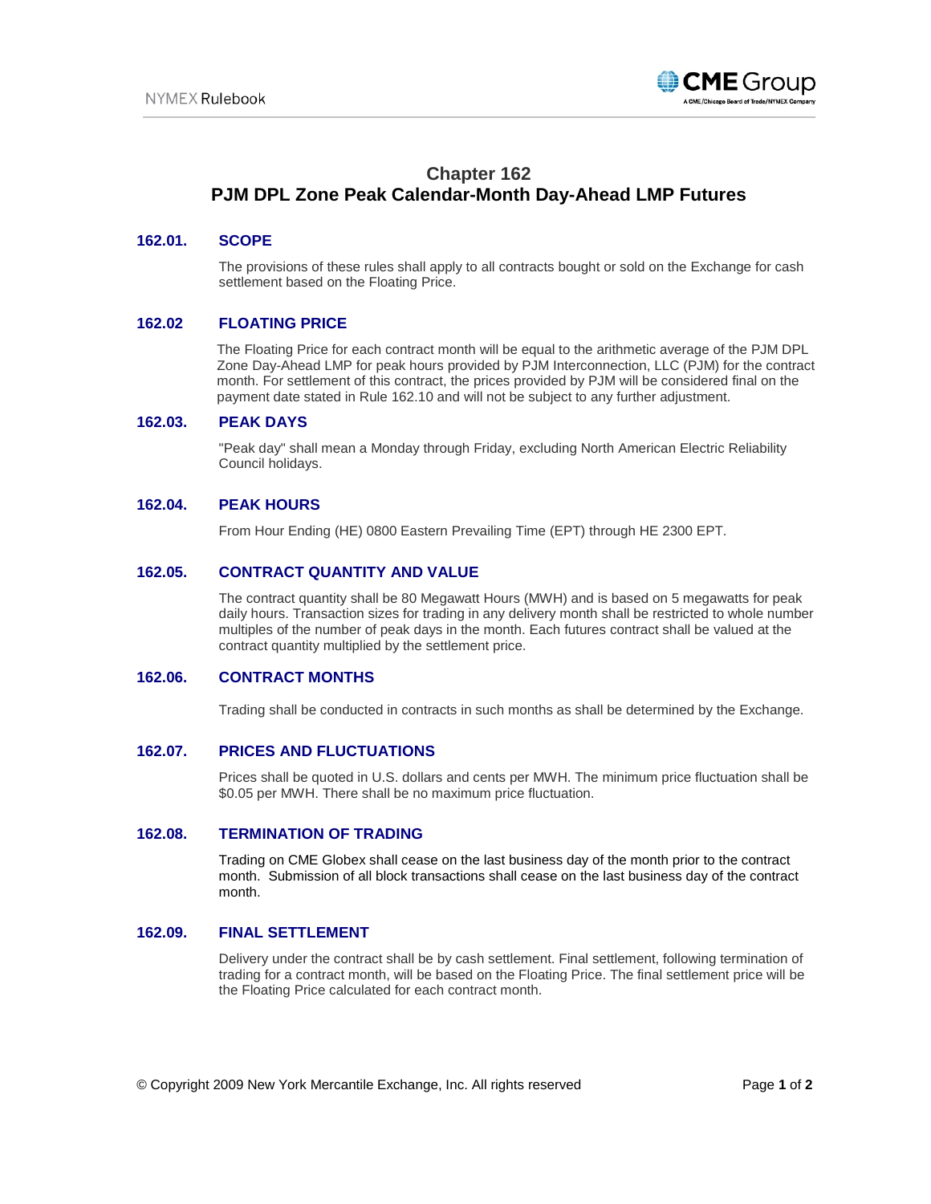# Chapter 162
# PJM DPL Zone Peak Calendar-Month Day-Ahead LMP Futures

## 162.01. SCOPE

The provisions of these rules shall apply to all contracts bought or sold on the Exchange for cash settlement based on the Floating Price.

## 162.02 FLOATING PRICE

The Floating Price for each contract month will be equal to the arithmetic average of the PJM DPL Zone Day-Ahead LMP for peak hours provided by PJM Interconnection, LLC (PJM) for the contract month. For settlement of this contract, the prices provided by PJM will be considered final on the payment date stated in Rule 162.10 and will not be subject to any further adjustment.

## 162.03. PEAK DAYS

"Peak day" shall mean a Monday through Friday, excluding North American Electric Reliability Council holidays.

## 162.04. PEAK HOURS

From Hour Ending (HE) 0800 Eastern Prevailing Time (EPT) through HE 2300 EPT.

## 162.05. CONTRACT QUANTITY AND VALUE

The contract quantity shall be 80 Megawatt Hours (MWH) and is based on 5 megawatts for peak daily hours. Transaction sizes for trading in any delivery month shall be restricted to whole number multiples of the number of peak days in the month. Each futures contract shall be valued at the contract quantity multiplied by the settlement price.

## 162.06. CONTRACT MONTHS

Trading shall be conducted in contracts in such months as shall be determined by the Exchange.

## 162.07. PRICES AND FLUCTUATIONS

Prices shall be quoted in U.S. dollars and cents per MWH. The minimum price fluctuation shall be $0.05 per MWH. There shall be no maximum price fluctuation.

## 162.08. TERMINATION OF TRADING

Trading on CME Globex shall cease on the last business day of the month prior to the contract month. Submission of all block transactions shall cease on the last business day of the contract month.

## 162.09. FINAL SETTLEMENT

Delivery under the contract shall be by cash settlement. Final settlement, following termination of trading for a contract month, will be based on the Floating Price. The final settlement price will be the Floating Price calculated for each contract month.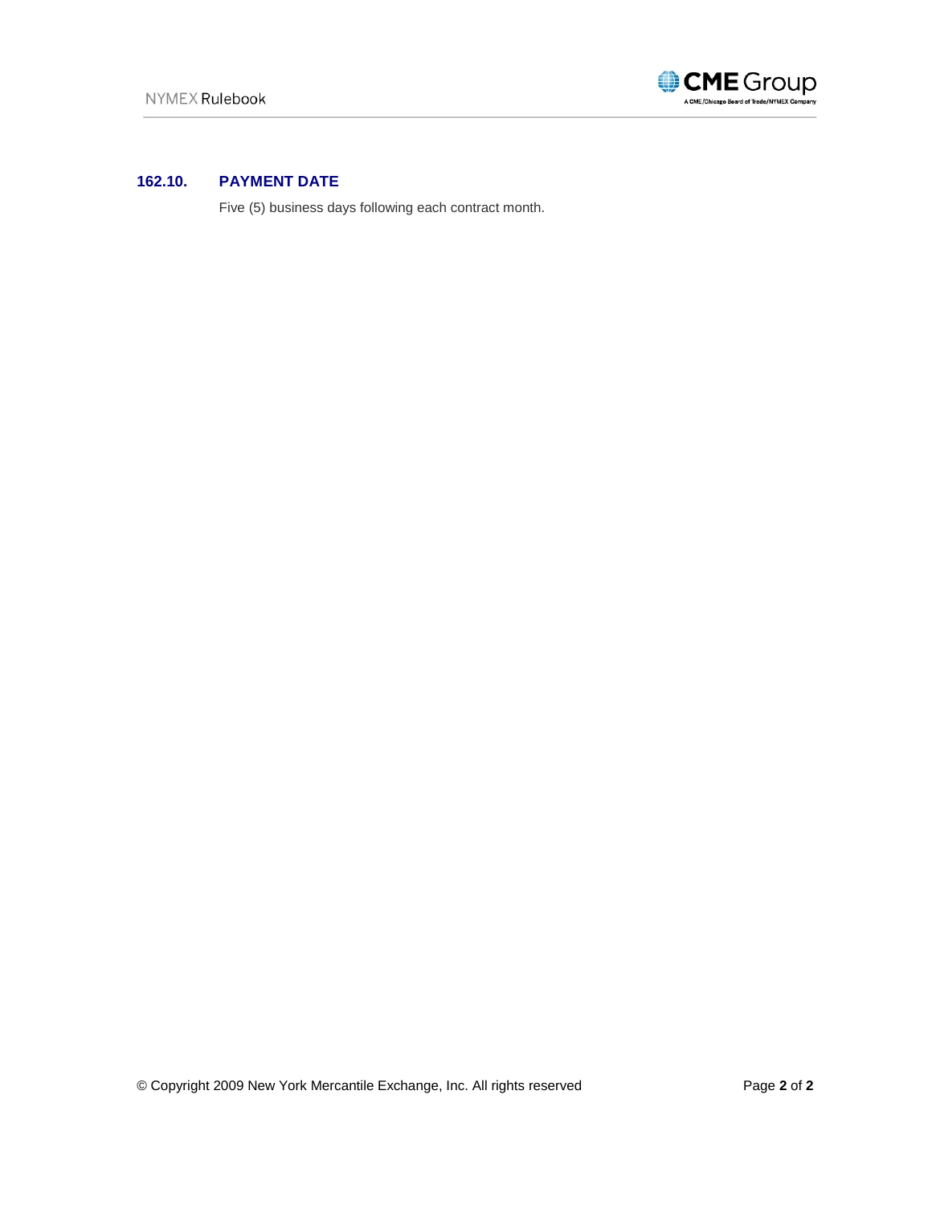### 162.10. PAYMENT DATE

Five (5) business days following each contract month.